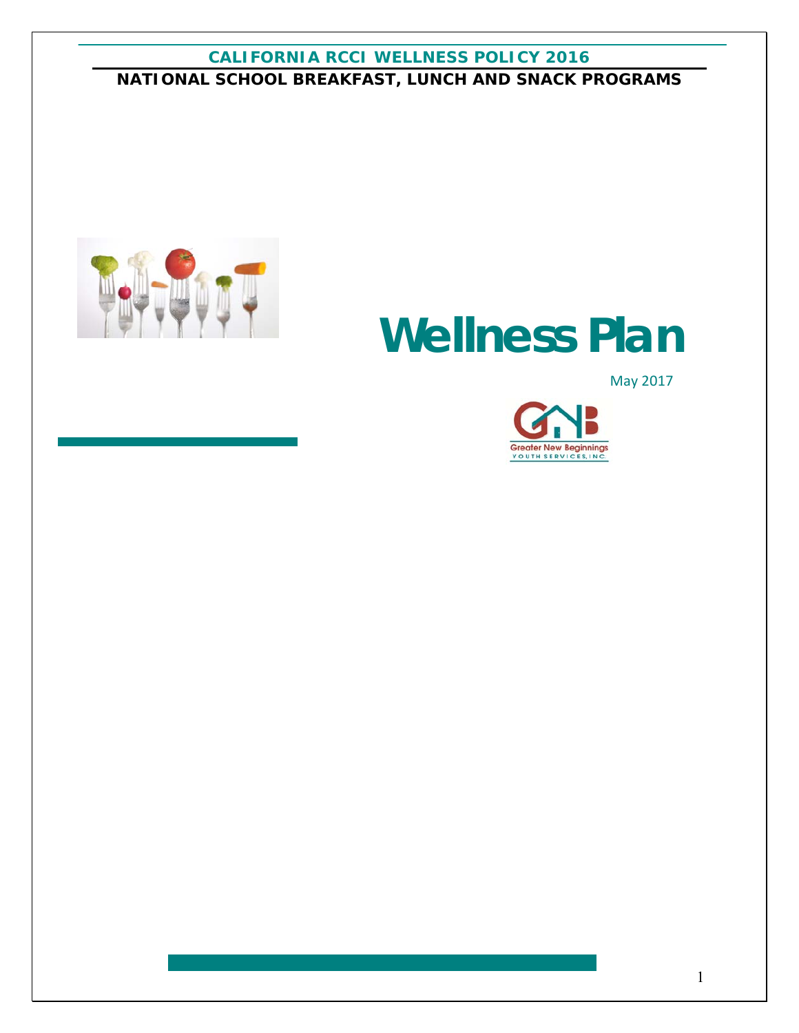# CALIFORNIA RCCI WELLNESS POLICY 2016

## NATIONAL SCHOOL BREAKFAST, LUNCH AND SNACK PROGRAMS

# Wellness Plan

May 2017

Greater New Beginnings Youth Services, Inc.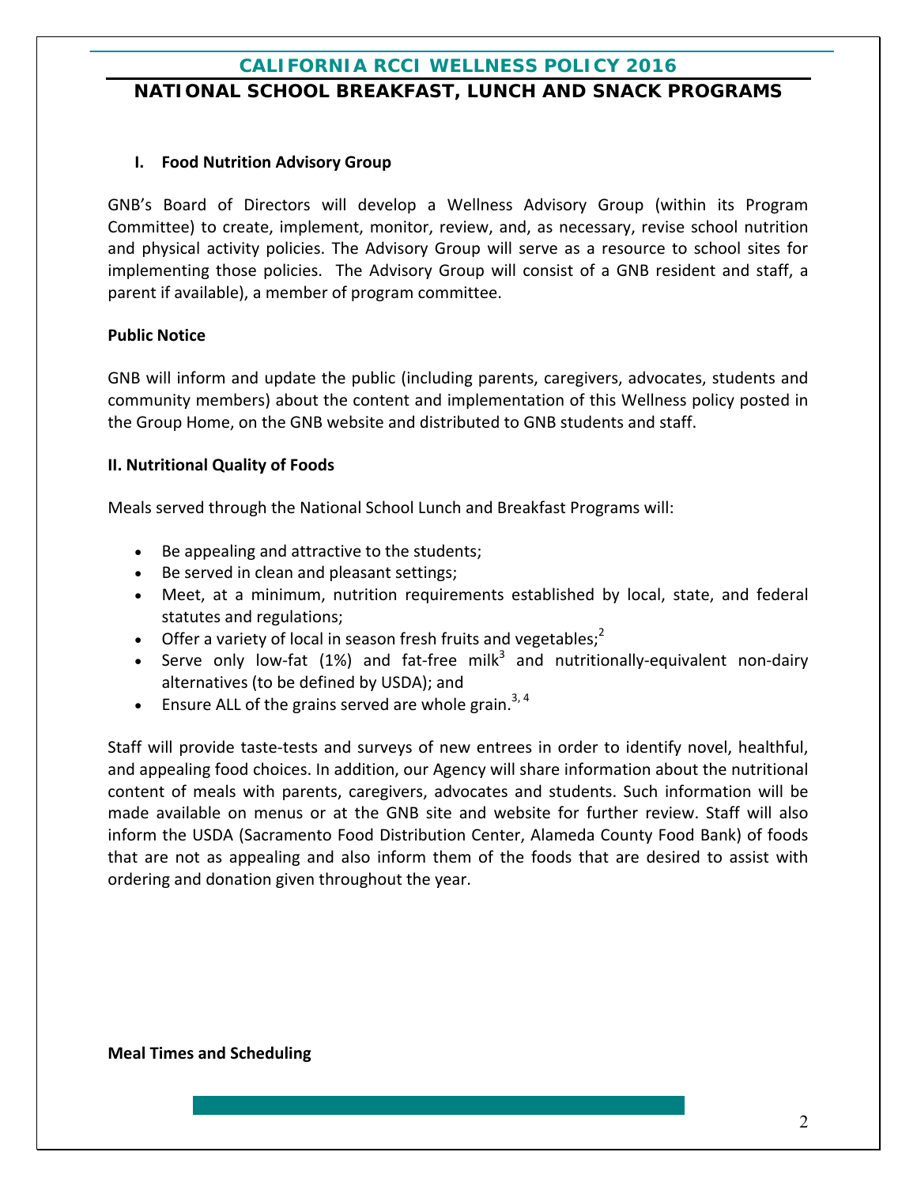## CALIFORNIA RCCI WELLNESS POLICY 2016

## NATIONAL SCHOOL BREAKFAST, LUNCH AND SNACK PROGRAMS

### I. Food Nutrition Advisory Group

GNB's Board of Directors will develop a Wellness Advisory Group (within its Program Committee) to create, implement, monitor, review, and, as necessary, revise school nutrition and physical activity policies. The Advisory Group will serve as a resource to school sites for implementing those policies. The Advisory Group will consist of a GNB resident and staff, a parent if available), a member of program committee.

**Public Notice**

GNB will inform and update the public (including parents, caregivers, advocates, students and community members) about the content and implementation of this Wellness policy posted in the Group Home, on the GNB website and distributed to GNB students and staff.

### II. Nutritional Quality of Foods

Meals served through the National School Lunch and Breakfast Programs will:

- Be appealing and attractive to the students;
- Be served in clean and pleasant settings;
- Meet, at a minimum, nutrition requirements established by local, state, and federal statutes and regulations;
- Offer a variety of local in season fresh fruits and vegetables;[2]
- Serve only low-fat (1%) and fat-free milk[3] and nutritionally-equivalent non-dairy alternatives (to be defined by USDA); and
- Ensure ALL of the grains served are whole grain.[3, 4]

Staff will provide taste-tests and surveys of new entrees in order to identify novel, healthful, and appealing food choices. In addition, our Agency will share information about the nutritional content of meals with parents, caregivers, advocates and students. Such information will be made available on menus or at the GNB site and website for further review. Staff will also inform the USDA (Sacramento Food Distribution Center, Alameda County Food Bank) of foods that are not as appealing and also inform them of the foods that are desired to assist with ordering and donation given throughout the year.

**Meal Times and Scheduling**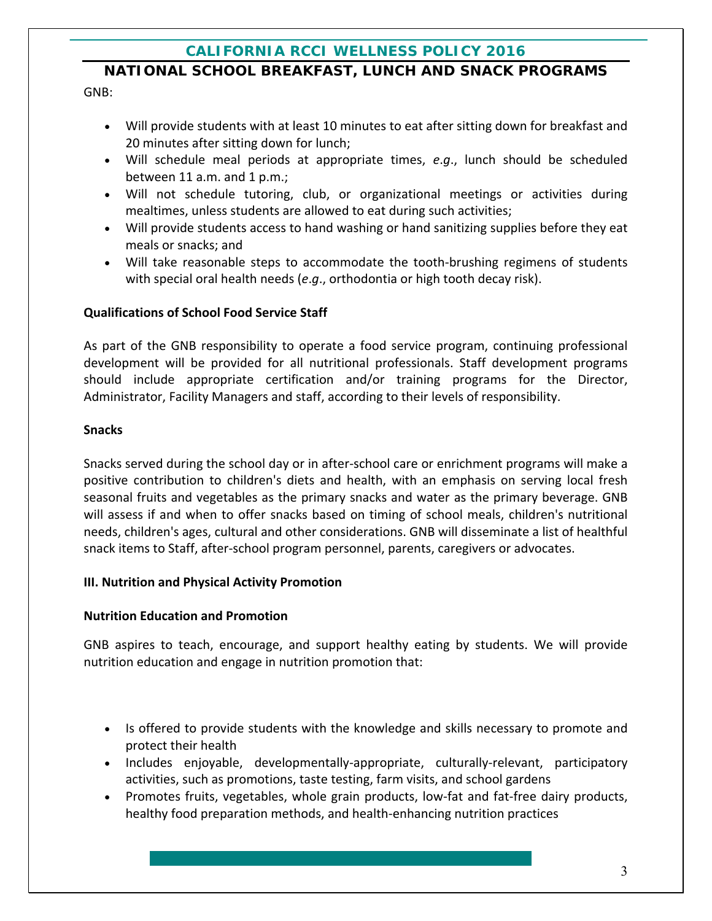## NATIONAL SCHOOL BREAKFAST, LUNCH AND SNACK PROGRAMS

GNB:

- Will provide students with at least 10 minutes to eat after sitting down for breakfast and 20 minutes after sitting down for lunch;
- Will schedule meal periods at appropriate times, *e.g*., lunch should be scheduled between 11 a.m. and 1 p.m.;
- Will not schedule tutoring, club, or organizational meetings or activities during mealtimes, unless students are allowed to eat during such activities;
- Will provide students access to hand washing or hand sanitizing supplies before they eat meals or snacks; and
- Will take reasonable steps to accommodate the tooth-brushing regimens of students with special oral health needs (*e.g*., orthodontia or high tooth decay risk).

**Qualifications of School Food Service Staff**

As part of the GNB responsibility to operate a food service program, continuing professional development will be provided for all nutritional professionals. Staff development programs should include appropriate certification and/or training programs for the Director, Administrator, Facility Managers and staff, according to their levels of responsibility.

**Snacks**

Snacks served during the school day or in after-school care or enrichment programs will make a positive contribution to children's diets and health, with an emphasis on serving local fresh seasonal fruits and vegetables as the primary snacks and water as the primary beverage. GNB will assess if and when to offer snacks based on timing of school meals, children's nutritional needs, children's ages, cultural and other considerations. GNB will disseminate a list of healthful snack items to Staff, after-school program personnel, parents, caregivers or advocates.

**III. Nutrition and Physical Activity Promotion**

**Nutrition Education and Promotion**

GNB aspires to teach, encourage, and support healthy eating by students. We will provide nutrition education and engage in nutrition promotion that:

- Is offered to provide students with the knowledge and skills necessary to promote and protect their health
- Includes enjoyable, developmentally-appropriate, culturally-relevant, participatory activities, such as promotions, taste testing, farm visits, and school gardens
- Promotes fruits, vegetables, whole grain products, low-fat and fat-free dairy products, healthy food preparation methods, and health-enhancing nutrition practices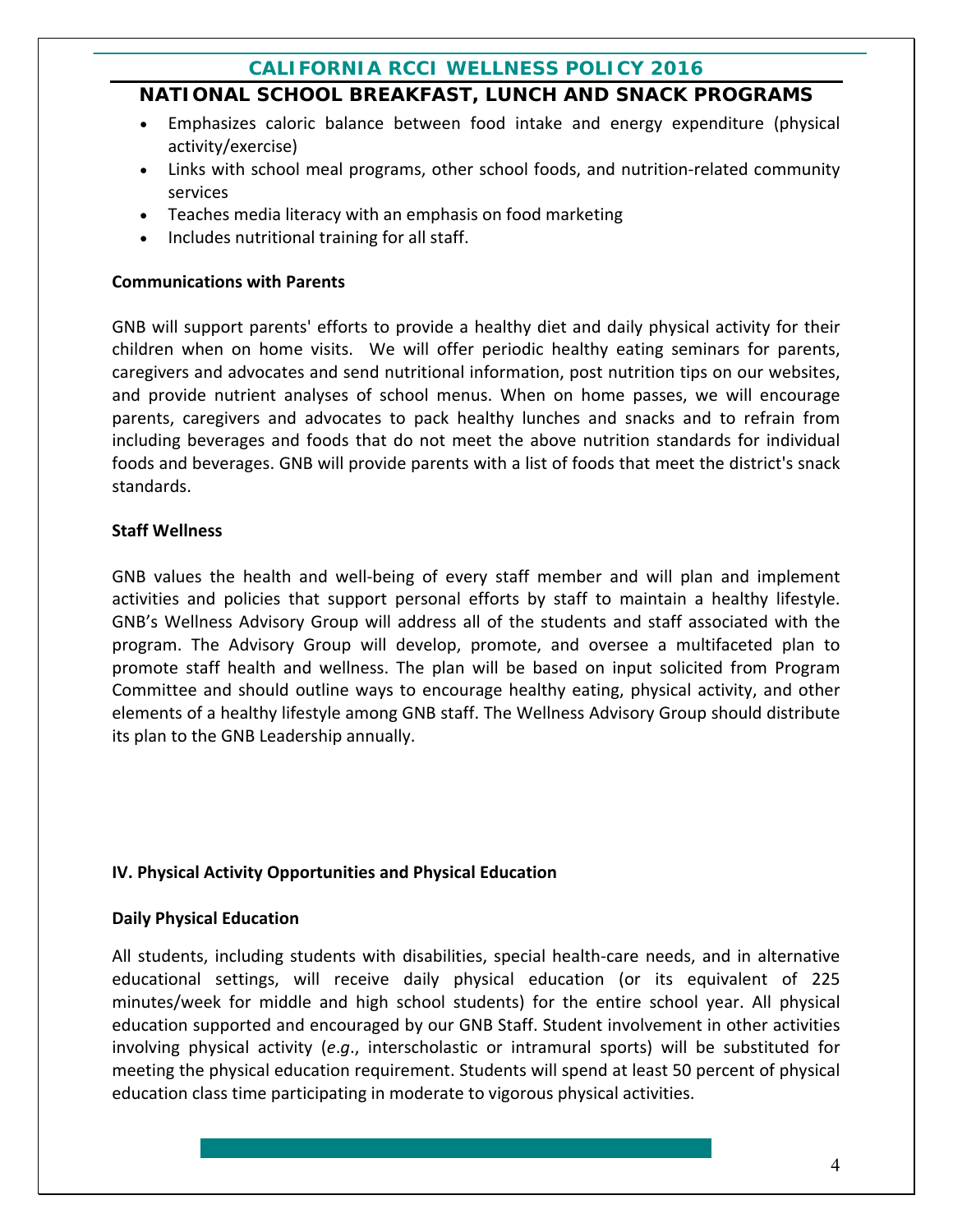- Emphasizes caloric balance between food intake and energy expenditure (physical activity/exercise)
- Links with school meal programs, other school foods, and nutrition-related community services
- Teaches media literacy with an emphasis on food marketing
- Includes nutritional training for all staff.

**Communications with Parents**

GNB will support parents' efforts to provide a healthy diet and daily physical activity for their children when on home visits. We will offer periodic healthy eating seminars for parents, caregivers and advocates and send nutritional information, post nutrition tips on our websites, and provide nutrient analyses of school menus. When on home passes, we will encourage parents, caregivers and advocates to pack healthy lunches and snacks and to refrain from including beverages and foods that do not meet the above nutrition standards for individual foods and beverages. GNB will provide parents with a list of foods that meet the district's snack standards.

**Staff Wellness**

GNB values the health and well-being of every staff member and will plan and implement activities and policies that support personal efforts by staff to maintain a healthy lifestyle. GNB's Wellness Advisory Group will address all of the students and staff associated with the program. The Advisory Group will develop, promote, and oversee a multifaceted plan to promote staff health and wellness. The plan will be based on input solicited from Program Committee and should outline ways to encourage healthy eating, physical activity, and other elements of a healthy lifestyle among GNB staff. The Wellness Advisory Group should distribute its plan to the GNB Leadership annually.

## IV. Physical Activity Opportunities and Physical Education

**Daily Physical Education**

All students, including students with disabilities, special health-care needs, and in alternative educational settings, will receive daily physical education (or its equivalent of 225 minutes/week for middle and high school students) for the entire school year. All physical education supported and encouraged by our GNB Staff. Student involvement in other activities involving physical activity (*e.g*., interscholastic or intramural sports) will be substituted for meeting the physical education requirement. Students will spend at least 50 percent of physical education class time participating in moderate to vigorous physical activities.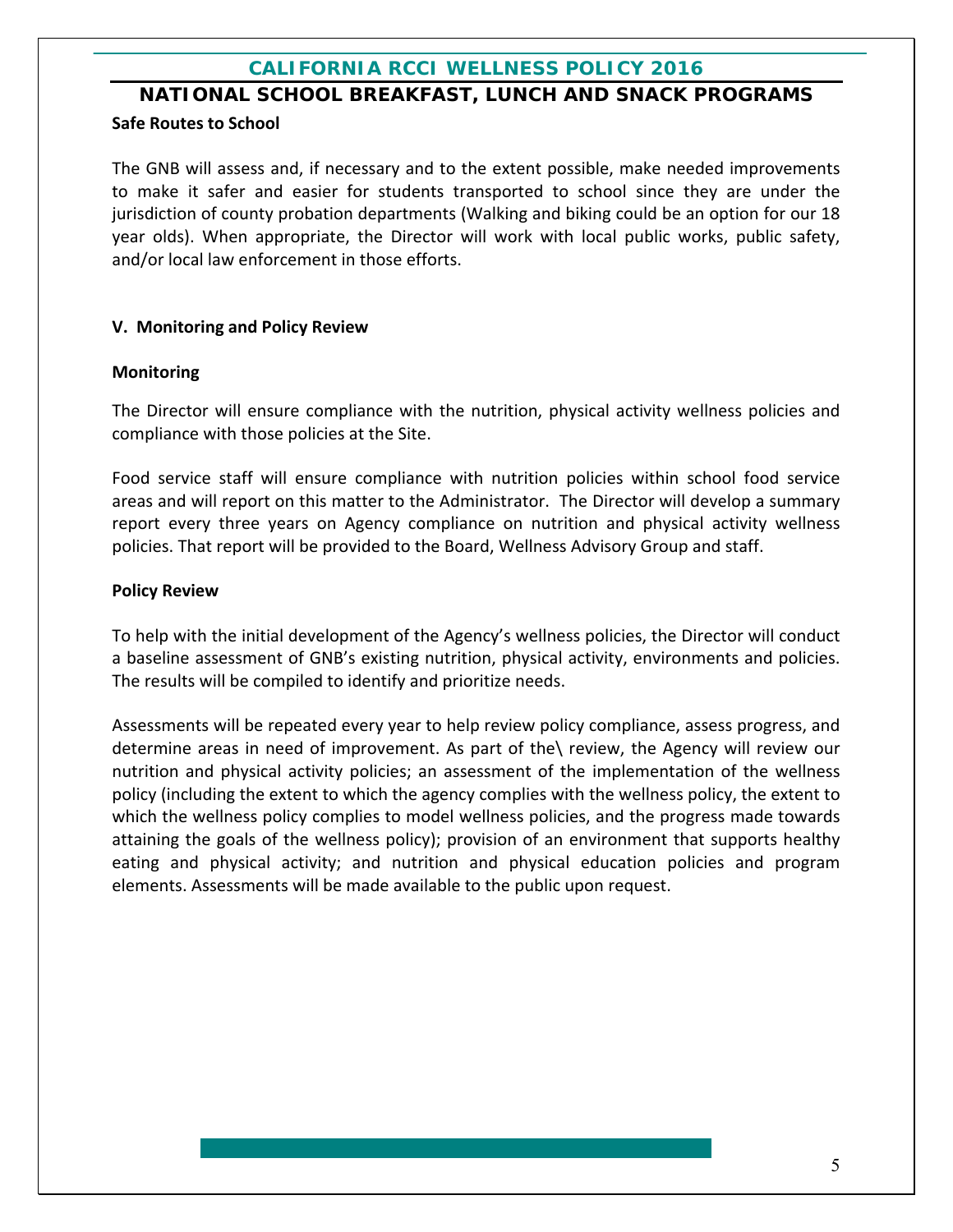**Safe Routes to School**

The GNB will assess and, if necessary and to the extent possible, make needed improvements to make it safer and easier for students transported to school since they are under the jurisdiction of county probation departments (Walking and biking could be an option for our 18 year olds). When appropriate, the Director will work with local public works, public safety, and/or local law enforcement in those efforts.

## V. Monitoring and Policy Review

**Monitoring**

The Director will ensure compliance with the nutrition, physical activity wellness policies and compliance with those policies at the Site.

Food service staff will ensure compliance with nutrition policies within school food service areas and will report on this matter to the Administrator. The Director will develop a summary report every three years on Agency compliance on nutrition and physical activity wellness policies. That report will be provided to the Board, Wellness Advisory Group and staff.

**Policy Review**

To help with the initial development of the Agency's wellness policies, the Director will conduct a baseline assessment of GNB's existing nutrition, physical activity, environments and policies. The results will be compiled to identify and prioritize needs.

Assessments will be repeated every year to help review policy compliance, assess progress, and determine areas in need of improvement. As part of the\ review, the Agency will review our nutrition and physical activity policies; an assessment of the implementation of the wellness policy (including the extent to which the agency complies with the wellness policy, the extent to which the wellness policy complies to model wellness policies, and the progress made towards attaining the goals of the wellness policy); provision of an environment that supports healthy eating and physical activity; and nutrition and physical education policies and program elements. Assessments will be made available to the public upon request.